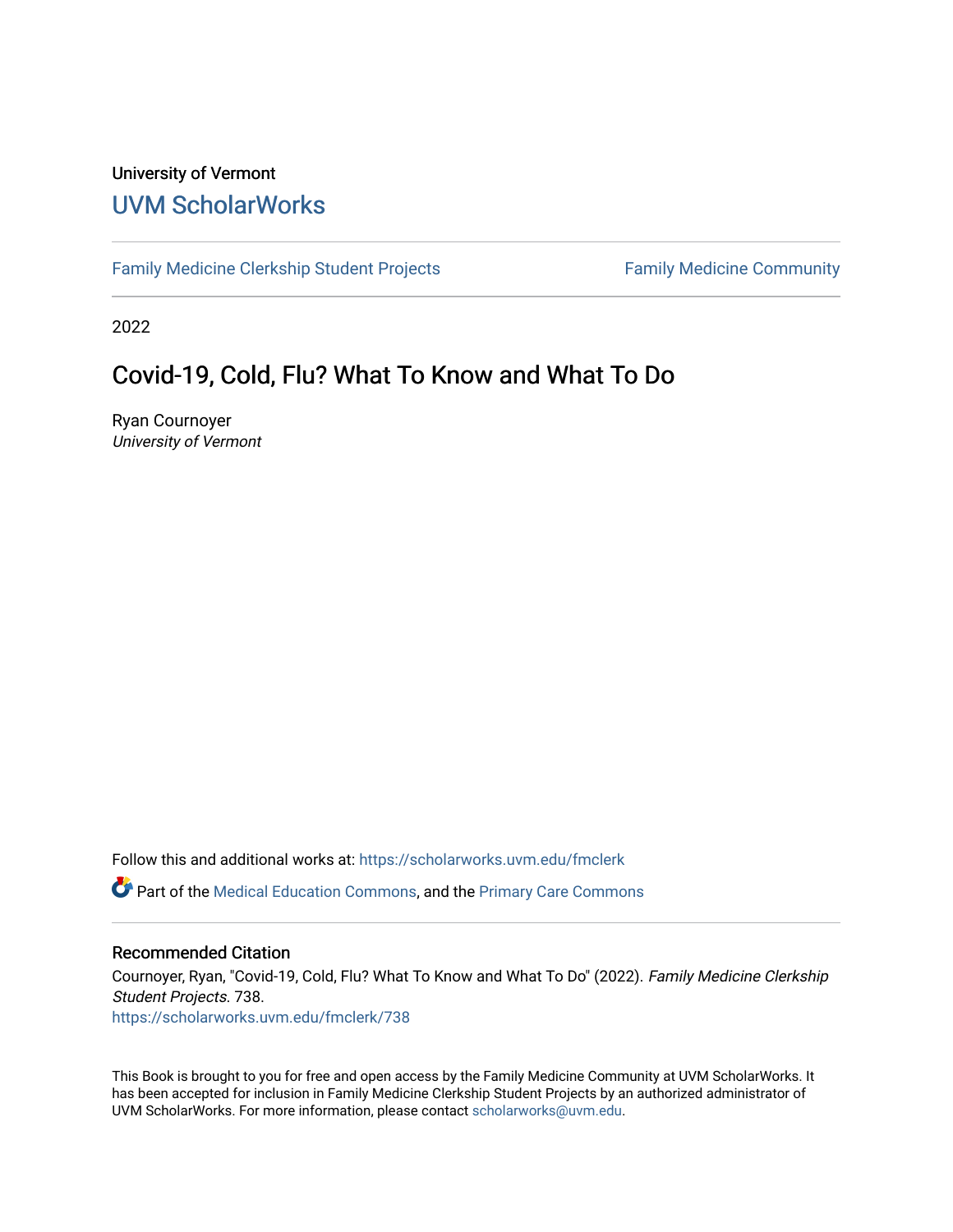University of Vermont

# UVM ScholarWorks

Family Medicine Clerkship Student Projects | Family Medicine Community

2022

## Covid-19, Cold, Flu? What To Know and What To Do

Ryan Cournoyer
*University of Vermont*

Follow this and additional works at: https://scholarworks.uvm.edu/fmclerk

Part of the Medical Education Commons, and the Primary Care Commons

### Recommended Citation

Cournoyer, Ryan, "Covid-19, Cold, Flu? What To Know and What To Do" (2022). *Family Medicine Clerkship Student Projects*. 738.
https://scholarworks.uvm.edu/fmclerk/738

This Book is brought to you for free and open access by the Family Medicine Community at UVM ScholarWorks. It has been accepted for inclusion in Family Medicine Clerkship Student Projects by an authorized administrator of UVM ScholarWorks. For more information, please contact scholarworks@uvm.edu.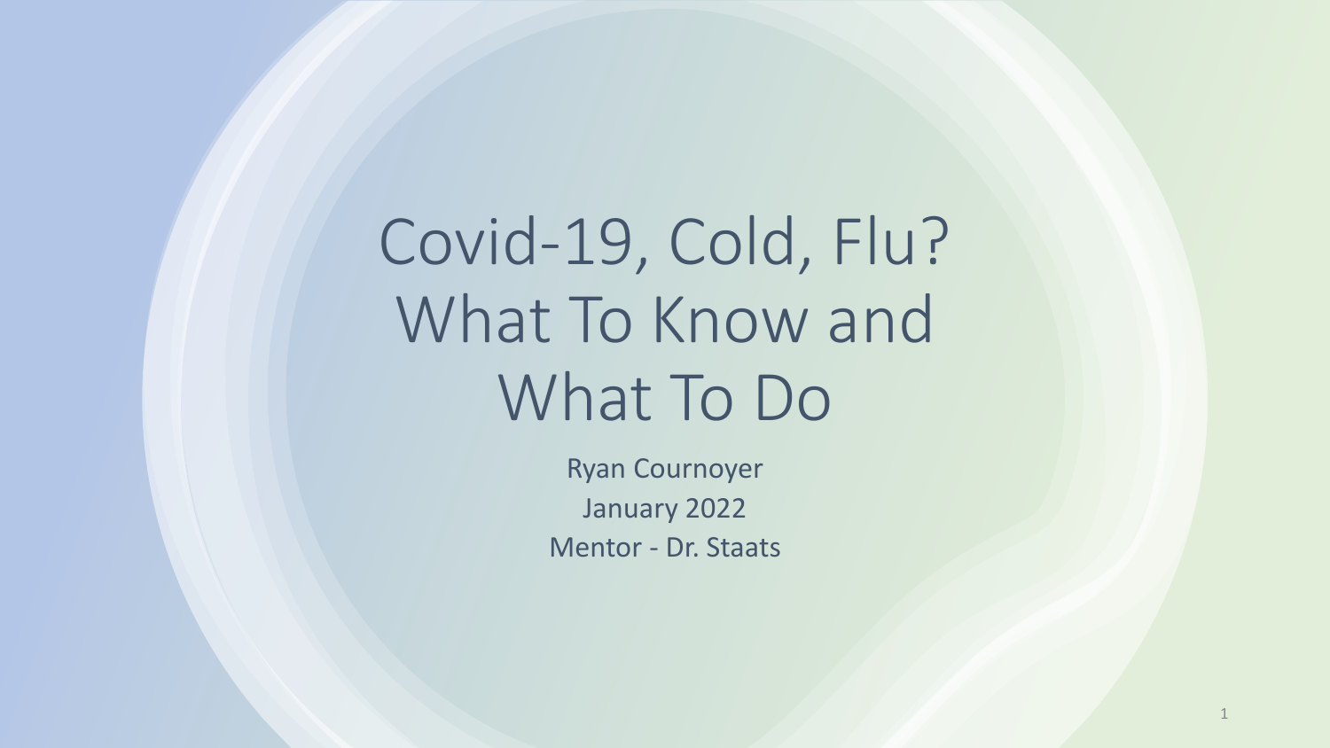# Covid-19, Cold, Flu? What To Know and What To Do

Ryan Cournoyer

January 2022

Mentor - Dr. Staats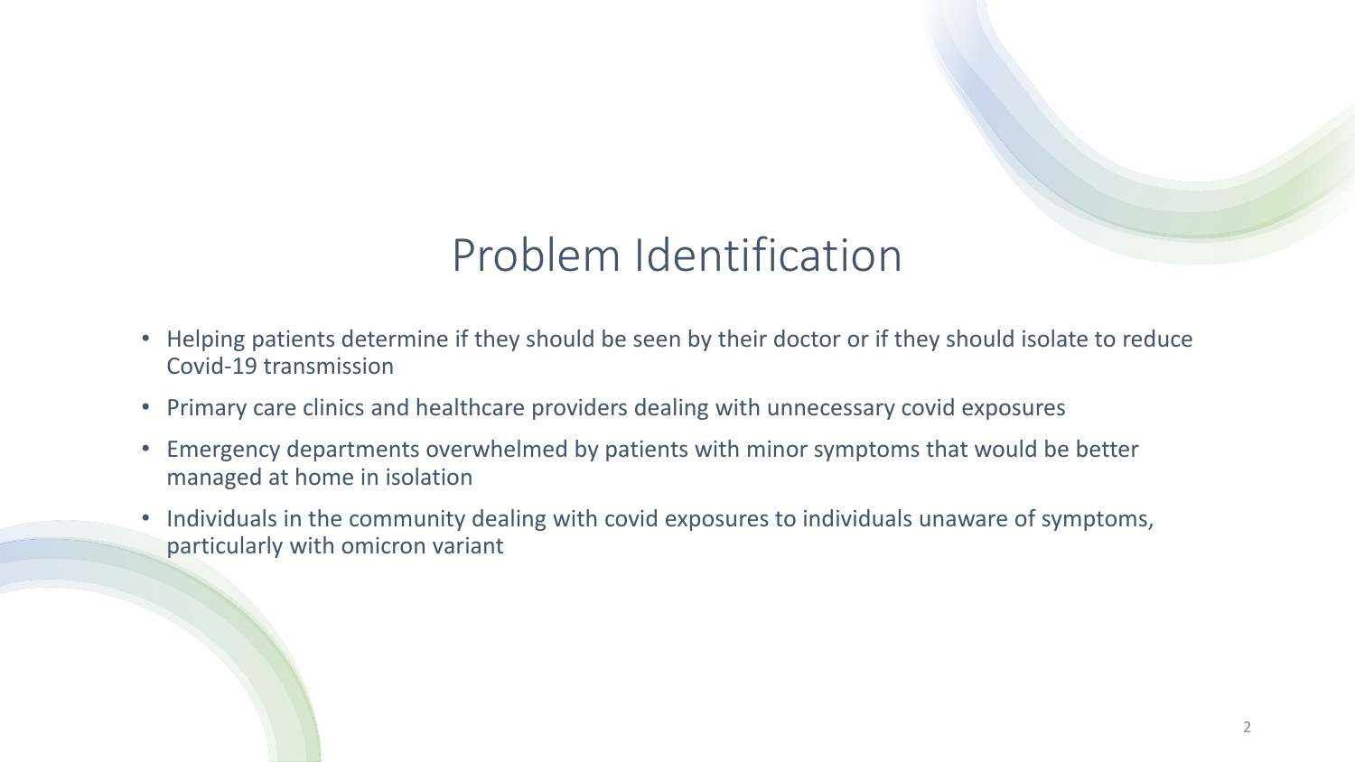# Problem Identification

- Helping patients determine if they should be seen by their doctor or if they should isolate to reduce Covid-19 transmission
- Primary care clinics and healthcare providers dealing with unnecessary covid exposures
- Emergency departments overwhelmed by patients with minor symptoms that would be better managed at home in isolation
- Individuals in the community dealing with covid exposures to individuals unaware of symptoms, particularly with omicron variant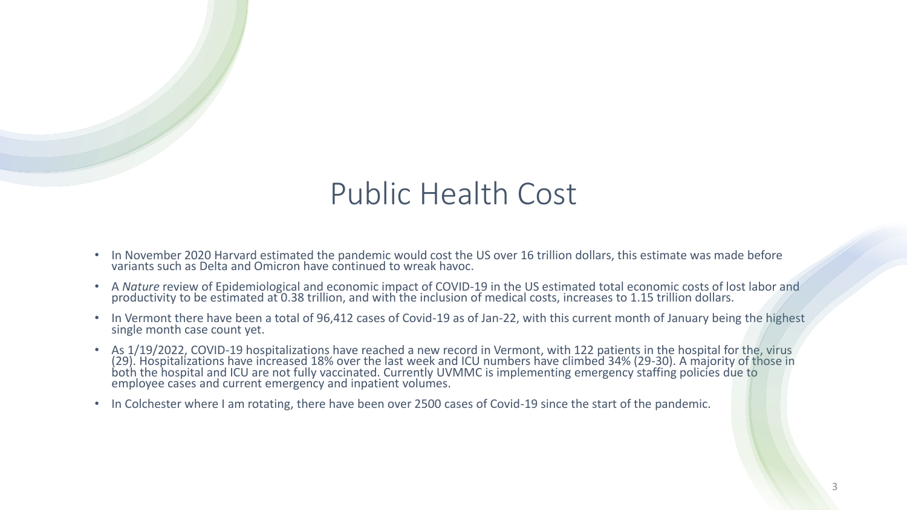# Public Health Cost

- In November 2020 Harvard estimated the pandemic would cost the US over 16 trillion dollars, this estimate was made before variants such as Delta and Omicron have continued to wreak havoc.
- A *Nature* review of Epidemiological and economic impact of COVID-19 in the US estimated total economic costs of lost labor and productivity to be estimated at 0.38 trillion, and with the inclusion of medical costs, increases to 1.15 trillion dollars.
- In Vermont there have been a total of 96,412 cases of Covid-19 as of Jan-22, with this current month of January being the highest single month case count yet.
- As 1/19/2022, COVID-19 hospitalizations have reached a new record in Vermont, with 122 patients in the hospital for the, virus (29). Hospitalizations have increased 18% over the last week and ICU numbers have climbed 34% (29-30). A majority of those in both the hospital and ICU are not fully vaccinated. Currently UVMMC is implementing emergency staffing policies due to employee cases and current emergency and inpatient volumes.
- In Colchester where I am rotating, there have been over 2500 cases of Covid-19 since the start of the pandemic.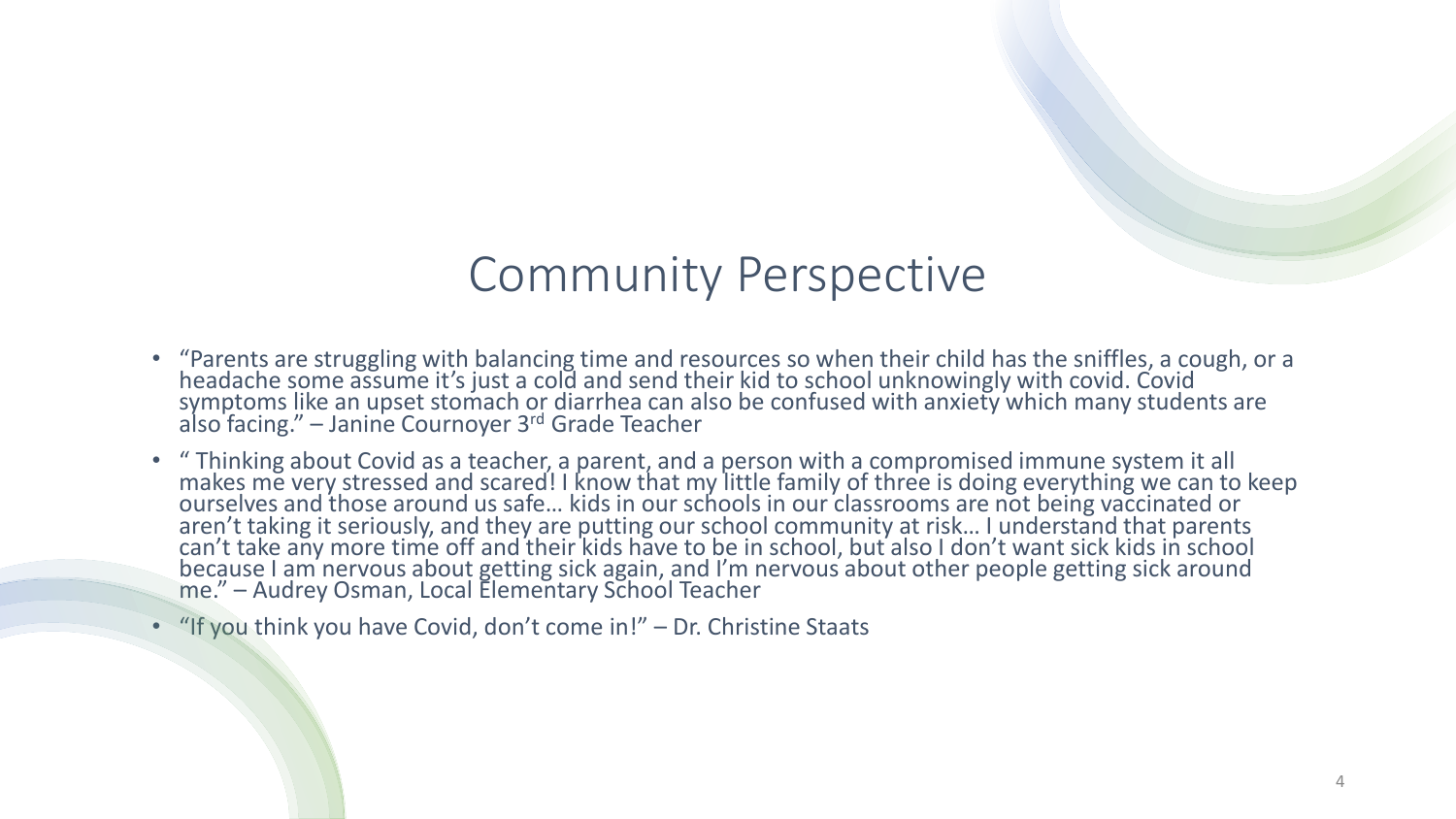# Community Perspective

- "Parents are struggling with balancing time and resources so when their child has the sniffles, a cough, or a headache some assume it's just a cold and send their kid to school unknowingly with covid. Covid symptoms like an upset stomach or diarrhea can also be confused with anxiety which many students are also facing." – Janine Cournoyer 3rd Grade Teacher
- " Thinking about Covid as a teacher, a parent, and a person with a compromised immune system it all makes me very stressed and scared! I know that my little family of three is doing everything we can to keep ourselves and those around us safe… kids in our schools in our classrooms are not being vaccinated or aren't taking it seriously, and they are putting our school community at risk… I understand that parents can't take any more time off and their kids have to be in school, but also I don't want sick kids in school because I am nervous about getting sick again, and I'm nervous about other people getting sick around me." – Audrey Osman, Local Elementary School Teacher
- "If you think you have Covid, don't come in!" – Dr. Christine Staats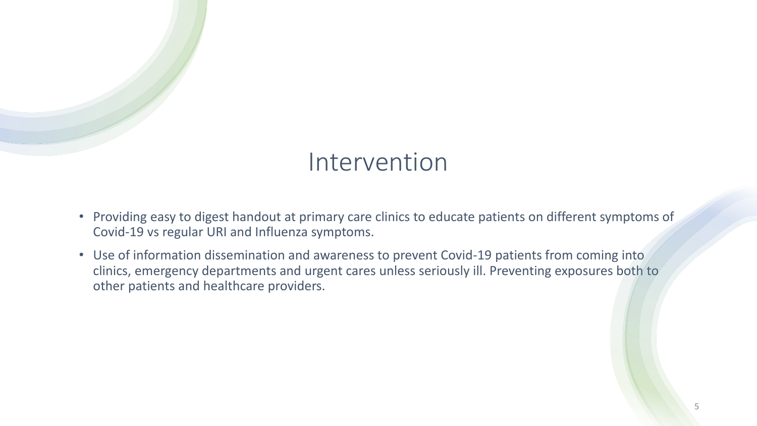# Intervention

- Providing easy to digest handout at primary care clinics to educate patients on different symptoms of Covid-19 vs regular URI and Influenza symptoms.
- Use of information dissemination and awareness to prevent Covid-19 patients from coming into clinics, emergency departments and urgent cares unless seriously ill. Preventing exposures both to other patients and healthcare providers.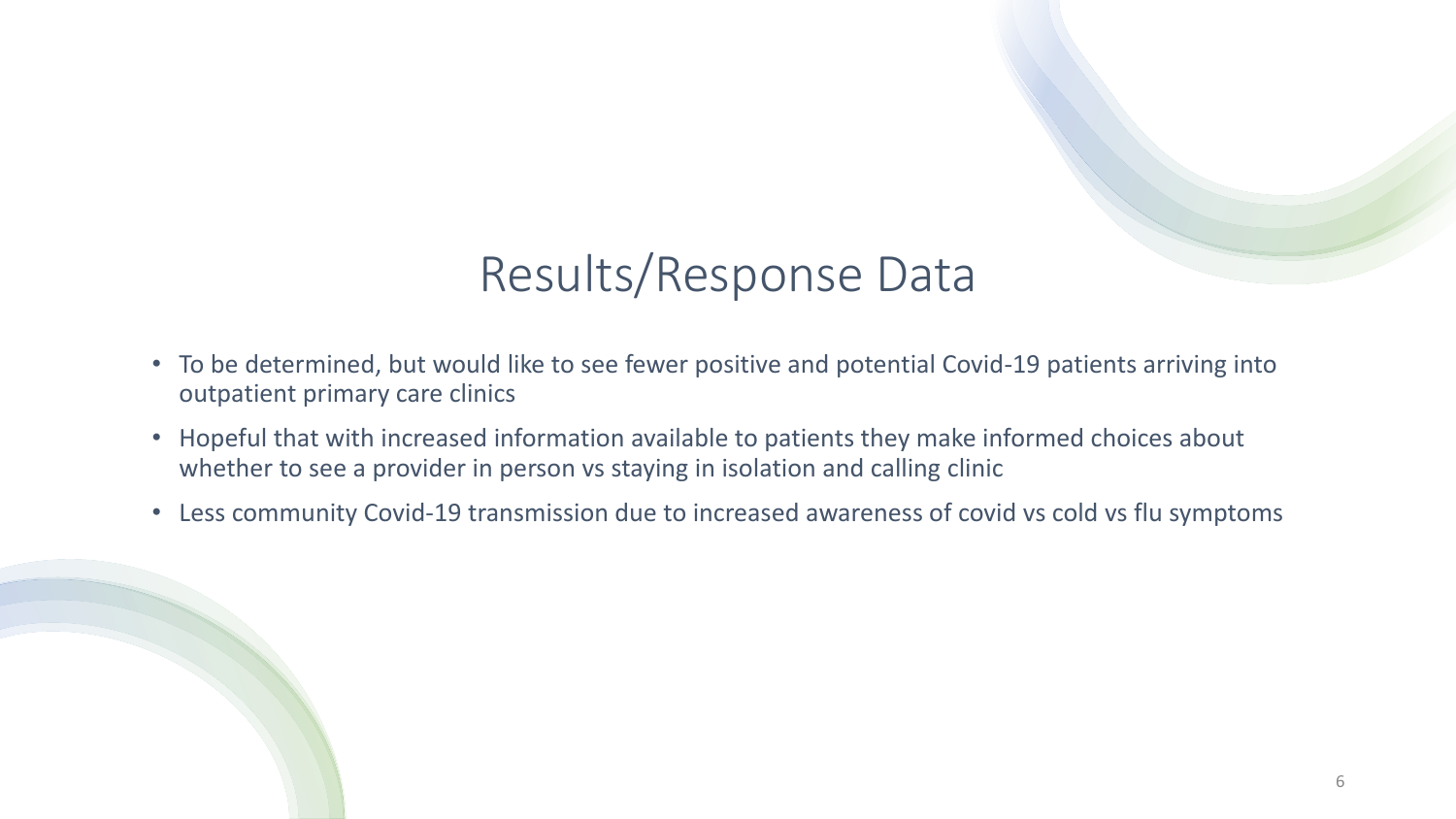# Results/Response Data

- To be determined, but would like to see fewer positive and potential Covid-19 patients arriving into outpatient primary care clinics
- Hopeful that with increased information available to patients they make informed choices about whether to see a provider in person vs staying in isolation and calling clinic
- Less community Covid-19 transmission due to increased awareness of covid vs cold vs flu symptoms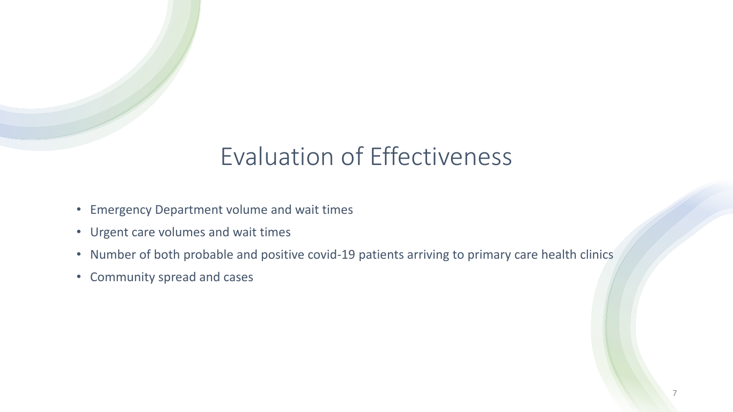# Evaluation of Effectiveness

- Emergency Department volume and wait times
- Urgent care volumes and wait times
- Number of both probable and positive covid-19 patients arriving to primary care health clinics
- Community spread and cases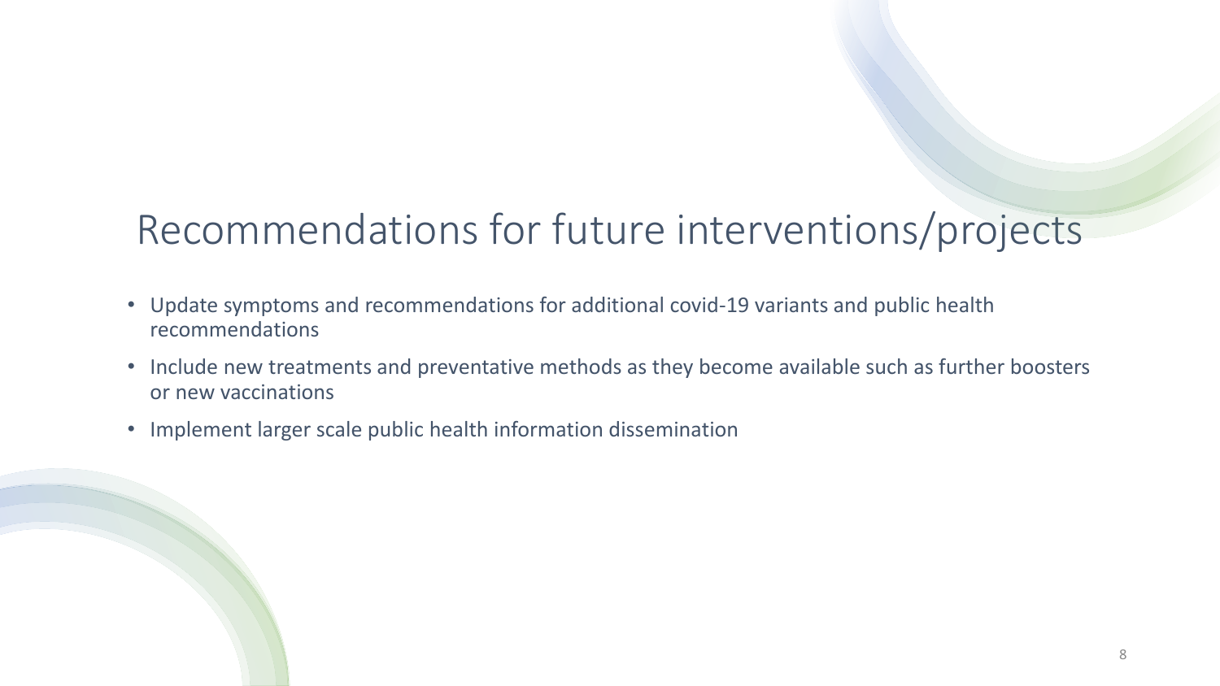# Recommendations for future interventions/projects

- Update symptoms and recommendations for additional covid-19 variants and public health recommendations
- Include new treatments and preventative methods as they become available such as further boosters or new vaccinations
- Implement larger scale public health information dissemination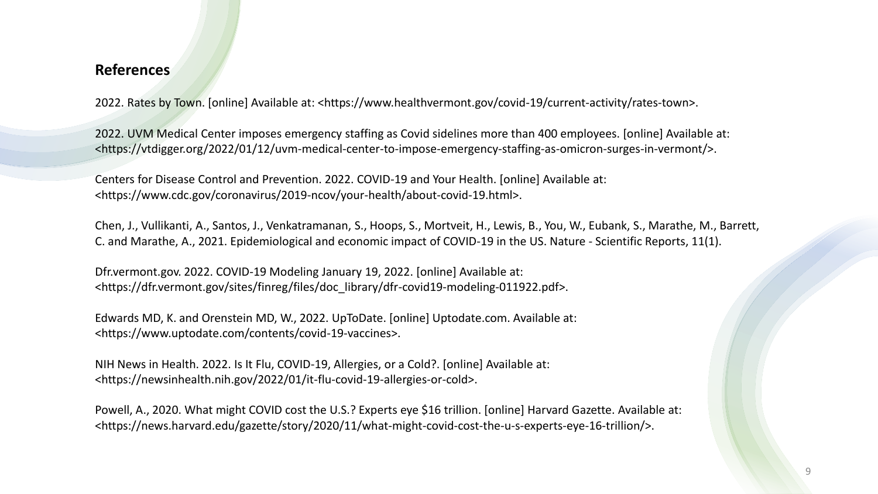## References

2022. Rates by Town. [online] Available at: <https://www.healthvermont.gov/covid-19/current-activity/rates-town>.

2022. UVM Medical Center imposes emergency staffing as Covid sidelines more than 400 employees. [online] Available at: <https://vtdigger.org/2022/01/12/uvm-medical-center-to-impose-emergency-staffing-as-omicron-surges-in-vermont/>.

Centers for Disease Control and Prevention. 2022. COVID-19 and Your Health. [online] Available at: <https://www.cdc.gov/coronavirus/2019-ncov/your-health/about-covid-19.html>.

Chen, J., Vullikanti, A., Santos, J., Venkatramanan, S., Hoops, S., Mortveit, H., Lewis, B., You, W., Eubank, S., Marathe, M., Barrett, C. and Marathe, A., 2021. Epidemiological and economic impact of COVID-19 in the US. Nature - Scientific Reports, 11(1).

Dfr.vermont.gov. 2022. COVID-19 Modeling January 19, 2022. [online] Available at: <https://dfr.vermont.gov/sites/finreg/files/doc_library/dfr-covid19-modeling-011922.pdf>.

Edwards MD, K. and Orenstein MD, W., 2022. UpToDate. [online] Uptodate.com. Available at: <https://www.uptodate.com/contents/covid-19-vaccines>.

NIH News in Health. 2022. Is It Flu, COVID-19, Allergies, or a Cold?. [online] Available at: <https://newsinhealth.nih.gov/2022/01/it-flu-covid-19-allergies-or-cold>.

Powell, A., 2020. What might COVID cost the U.S.? Experts eye $16 trillion. [online] Harvard Gazette. Available at: <https://news.harvard.edu/gazette/story/2020/11/what-might-covid-cost-the-u-s-experts-eye-16-trillion/>.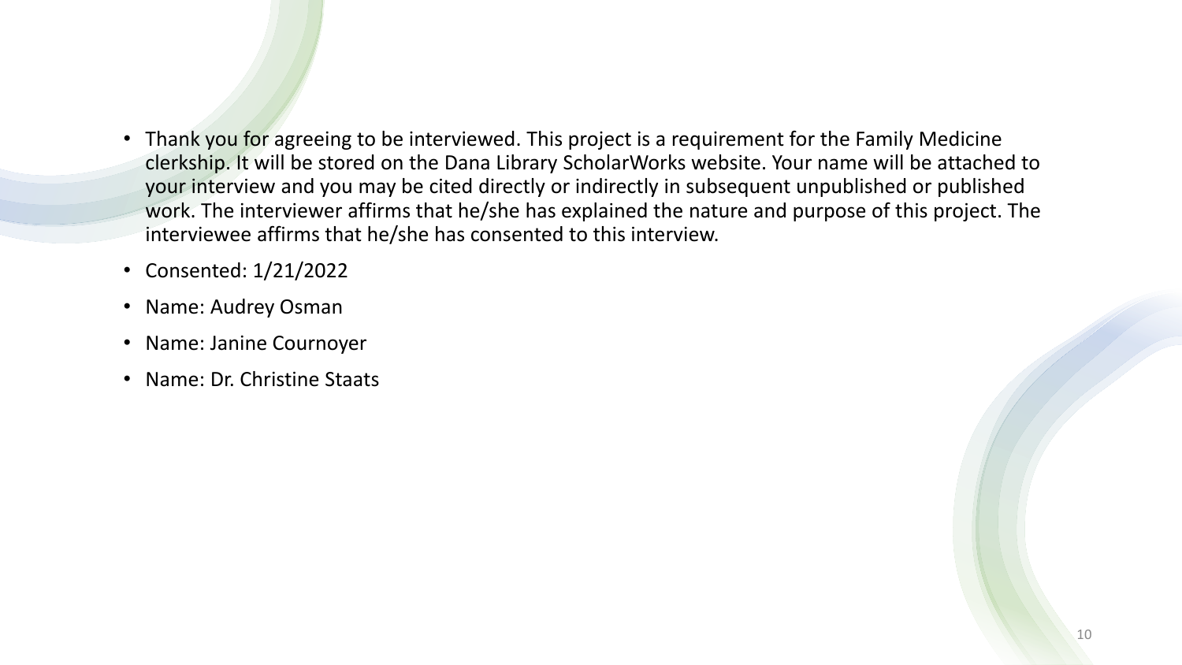- Thank you for agreeing to be interviewed. This project is a requirement for the Family Medicine clerkship. It will be stored on the Dana Library ScholarWorks website. Your name will be attached to your interview and you may be cited directly or indirectly in subsequent unpublished or published work. The interviewer affirms that he/she has explained the nature and purpose of this project. The interviewee affirms that he/she has consented to this interview.
- Consented: 1/21/2022
- Name: Audrey Osman
- Name: Janine Cournoyer
- Name: Dr. Christine Staats